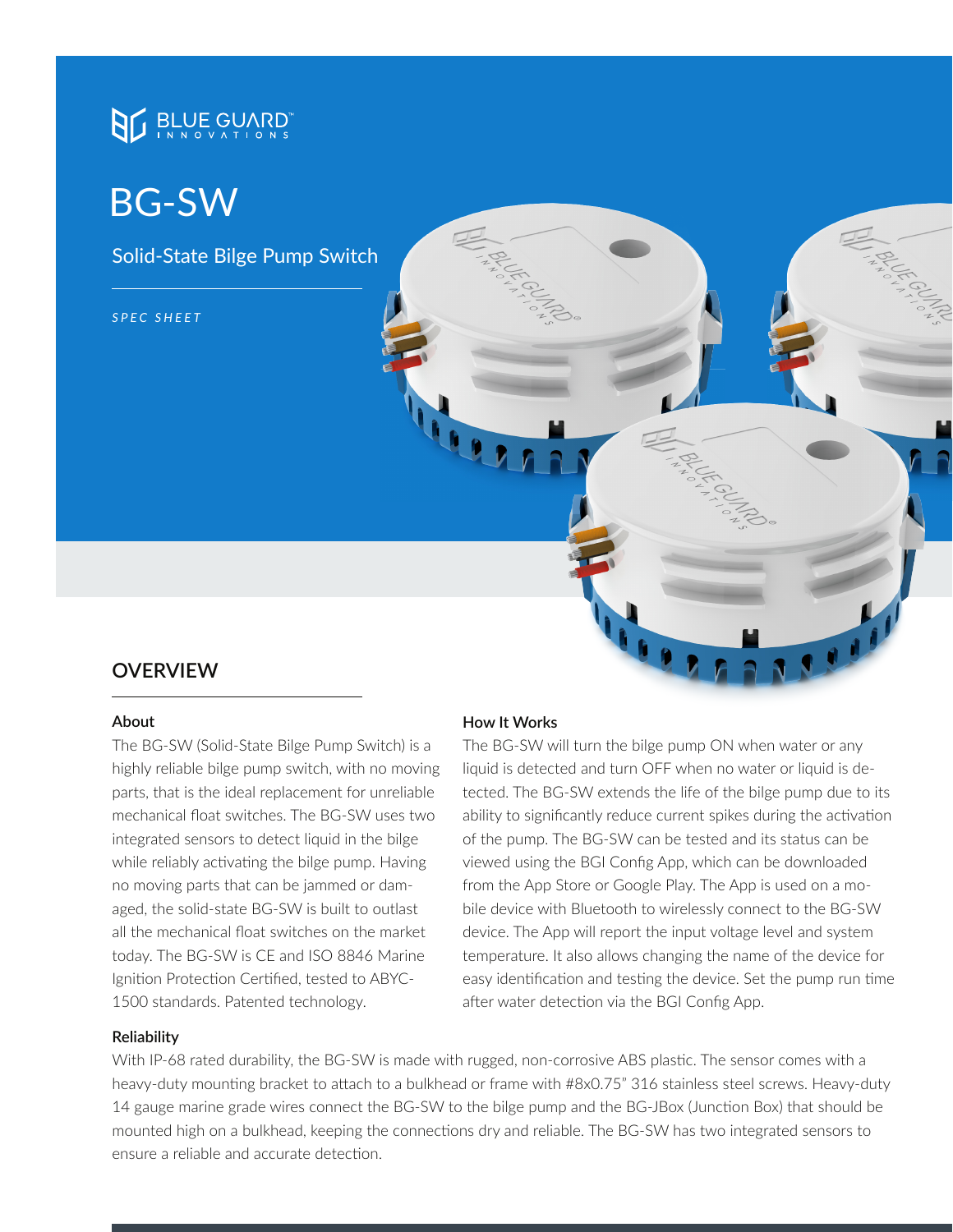BLUE GUARD™ INNOVATIONS

# BG-SW

## Solid-State Bilge Pump Switch

*SPEC SHEET*

## OVERVIEW

### About

The BG-SW (Solid-State Bilge Pump Switch) is a highly reliable bilge pump switch, with no moving parts, that is the ideal replacement for unreliable mechanical float switches. The BG-SW uses two integrated sensors to detect liquid in the bilge while reliably activating the bilge pump. Having no moving parts that can be jammed or damaged, the solid-state BG-SW is built to outlast all the mechanical float switches on the market today. The BG-SW is CE and ISO 8846 Marine Ignition Protection Certified, tested to ABYC-1500 standards. Patented technology.

### How It Works

The BG-SW will turn the bilge pump ON when water or any liquid is detected and turn OFF when no water or liquid is detected. The BG-SW extends the life of the bilge pump due to its ability to significantly reduce current spikes during the activation of the pump. The BG-SW can be tested and its status can be viewed using the BGI Config App, which can be downloaded from the App Store or Google Play. The App is used on a mobile device with Bluetooth to wirelessly connect to the BG-SW device. The App will report the input voltage level and system temperature. It also allows changing the name of the device for easy identification and testing the device. Set the pump run time after water detection via the BGI Config App.

### Reliability

With IP-68 rated durability, the BG-SW is made with rugged, non-corrosive ABS plastic. The sensor comes with a heavy-duty mounting bracket to attach to a bulkhead or frame with #8x0.75" 316 stainless steel screws. Heavy-duty 14 gauge marine grade wires connect the BG-SW to the bilge pump and the BG-JBox (Junction Box) that should be mounted high on a bulkhead, keeping the connections dry and reliable. The BG-SW has two integrated sensors to ensure a reliable and accurate detection.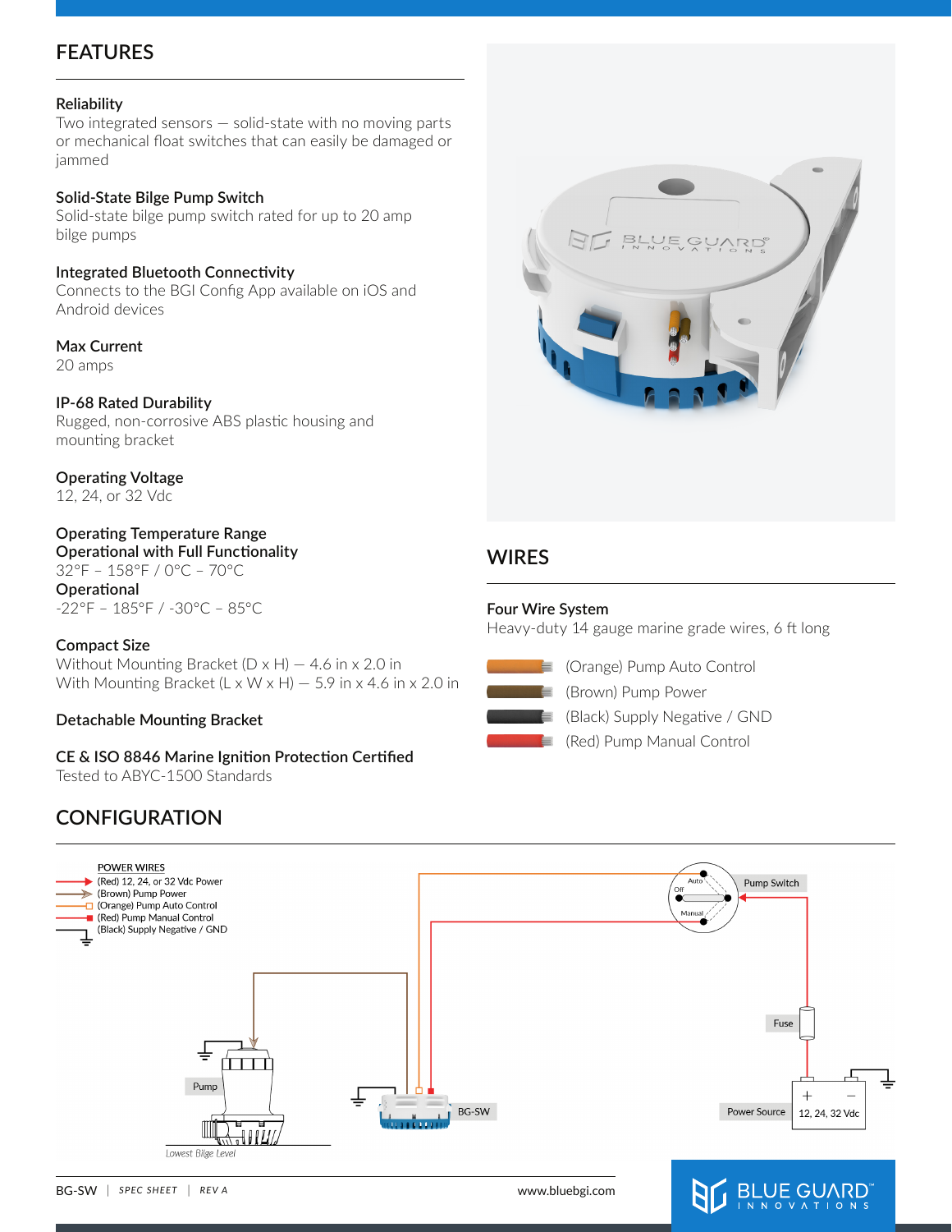## FEATURES

### Reliability
Two integrated sensors — solid-state with no moving parts or mechanical float switches that can easily be damaged or jammed

### Solid-State Bilge Pump Switch
Solid-state bilge pump switch rated for up to 20 amp bilge pumps

### Integrated Bluetooth Connectivity
Connects to the BGI Config App available on iOS and Android devices

### Max Current
20 amps

### IP-68 Rated Durability
Rugged, non-corrosive ABS plastic housing and mounting bracket

### Operating Voltage
12, 24, or 32 Vdc

### Operating Temperature Range
**Operational with Full Functionality**
32°F – 158°F / 0°C – 70°C
**Operational**
-22°F – 185°F / -30°C – 85°C

### Compact Size
Without Mounting Bracket (D x H) — 4.6 in x 2.0 in
With Mounting Bracket (L x W x H) — 5.9 in x 4.6 in x 2.0 in

### Detachable Mounting Bracket

### CE & ISO 8846 Marine Ignition Protection Certified
Tested to ABYC-1500 Standards

## WIRES

### Four Wire System
Heavy-duty 14 gauge marine grade wires, 6 ft long

- (Orange) Pump Auto Control
- (Brown) Pump Power
- (Black) Supply Negative / GND
- (Red) Pump Manual Control

## CONFIGURATION

POWER WIRES
(Red) 12, 24, or 32 Vdc Power
(Brown) Pump Power
(Orange) Pump Auto Control
(Red) Pump Manual Control
(Black) Supply Negative / GND

Auto
Off
Manual
Pump Switch
Fuse
Pump
BG-SW
Power Source
12, 24, 32 Vdc
Lowest Bilge Level

BG-SW | SPEC SHEET | REV A

www.bluebgi.com